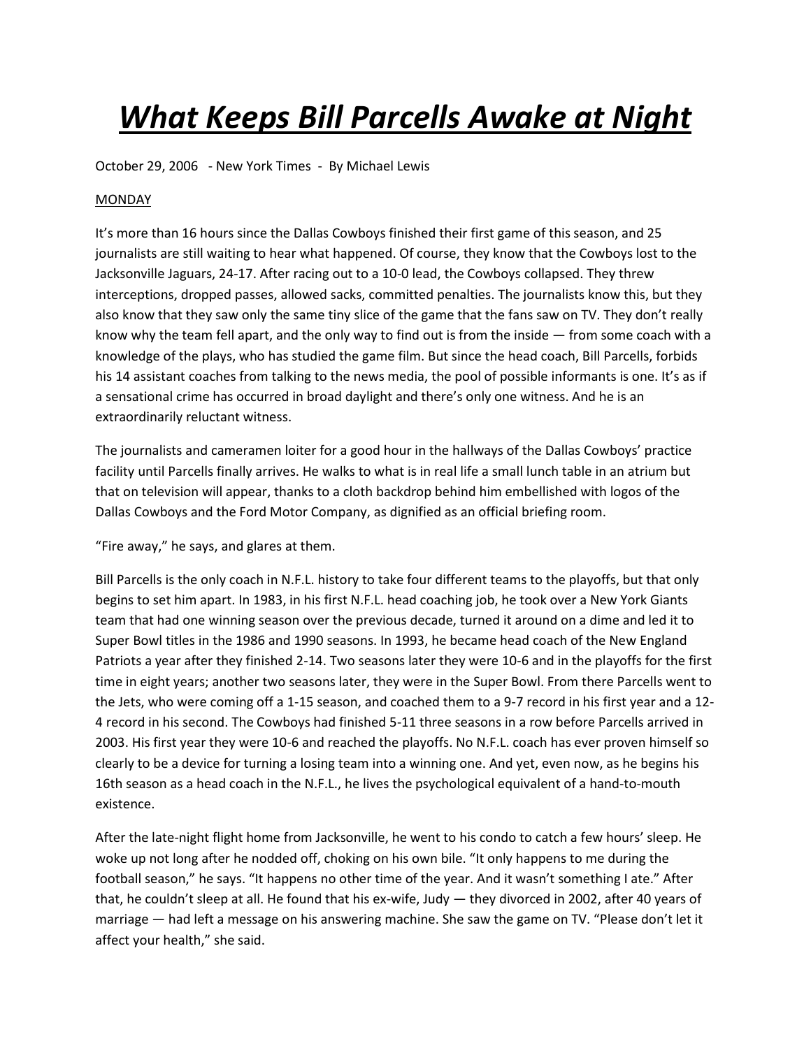# ***What Keeps Bill Parcells Awake at Night***

October 29, 2006 - New York Times - By Michael Lewis

MONDAY

It's more than 16 hours since the Dallas Cowboys finished their first game of this season, and 25 journalists are still waiting to hear what happened. Of course, they know that the Cowboys lost to the Jacksonville Jaguars, 24-17. After racing out to a 10-0 lead, the Cowboys collapsed. They threw interceptions, dropped passes, allowed sacks, committed penalties. The journalists know this, but they also know that they saw only the same tiny slice of the game that the fans saw on TV. They don't really know why the team fell apart, and the only way to find out is from the inside — from some coach with a knowledge of the plays, who has studied the game film. But since the head coach, Bill Parcells, forbids his 14 assistant coaches from talking to the news media, the pool of possible informants is one. It's as if a sensational crime has occurred in broad daylight and there's only one witness. And he is an extraordinarily reluctant witness.

The journalists and cameramen loiter for a good hour in the hallways of the Dallas Cowboys' practice facility until Parcells finally arrives. He walks to what is in real life a small lunch table in an atrium but that on television will appear, thanks to a cloth backdrop behind him embellished with logos of the Dallas Cowboys and the Ford Motor Company, as dignified as an official briefing room.

"Fire away," he says, and glares at them.

Bill Parcells is the only coach in N.F.L. history to take four different teams to the playoffs, but that only begins to set him apart. In 1983, in his first N.F.L. head coaching job, he took over a New York Giants team that had one winning season over the previous decade, turned it around on a dime and led it to Super Bowl titles in the 1986 and 1990 seasons. In 1993, he became head coach of the New England Patriots a year after they finished 2-14. Two seasons later they were 10-6 and in the playoffs for the first time in eight years; another two seasons later, they were in the Super Bowl. From there Parcells went to the Jets, who were coming off a 1-15 season, and coached them to a 9-7 record in his first year and a 12-4 record in his second. The Cowboys had finished 5-11 three seasons in a row before Parcells arrived in 2003. His first year they were 10-6 and reached the playoffs. No N.F.L. coach has ever proven himself so clearly to be a device for turning a losing team into a winning one. And yet, even now, as he begins his 16th season as a head coach in the N.F.L., he lives the psychological equivalent of a hand-to-mouth existence.

After the late-night flight home from Jacksonville, he went to his condo to catch a few hours' sleep. He woke up not long after he nodded off, choking on his own bile. "It only happens to me during the football season," he says. "It happens no other time of the year. And it wasn't something I ate." After that, he couldn't sleep at all. He found that his ex-wife, Judy — they divorced in 2002, after 40 years of marriage — had left a message on his answering machine. She saw the game on TV. "Please don't let it affect your health," she said.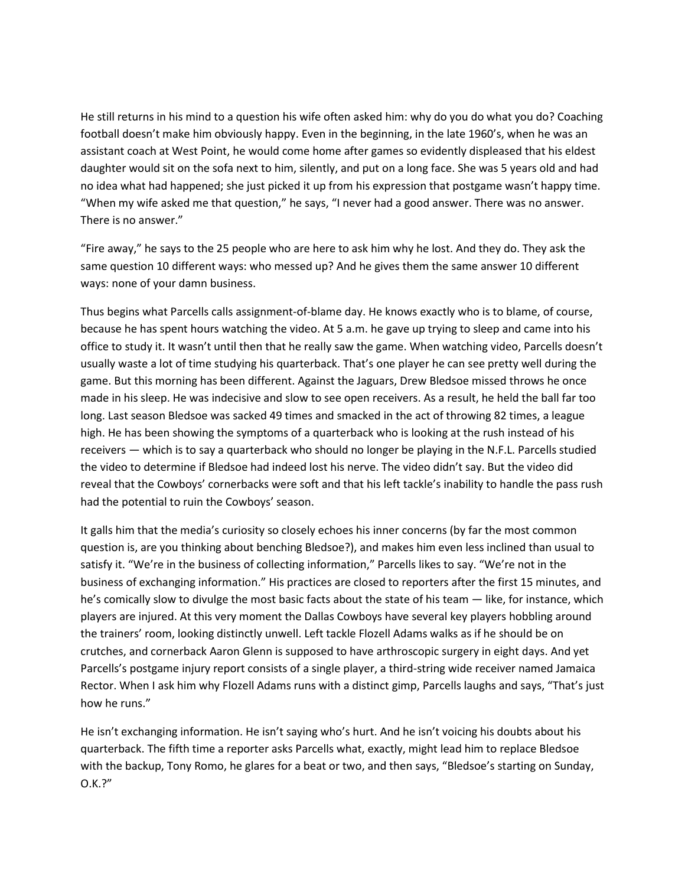He still returns in his mind to a question his wife often asked him: why do you do what you do? Coaching football doesn't make him obviously happy. Even in the beginning, in the late 1960's, when he was an assistant coach at West Point, he would come home after games so evidently displeased that his eldest daughter would sit on the sofa next to him, silently, and put on a long face. She was 5 years old and had no idea what had happened; she just picked it up from his expression that postgame wasn't happy time. "When my wife asked me that question," he says, "I never had a good answer. There was no answer. There is no answer."

"Fire away," he says to the 25 people who are here to ask him why he lost. And they do. They ask the same question 10 different ways: who messed up? And he gives them the same answer 10 different ways: none of your damn business.

Thus begins what Parcells calls assignment-of-blame day. He knows exactly who is to blame, of course, because he has spent hours watching the video. At 5 a.m. he gave up trying to sleep and came into his office to study it. It wasn't until then that he really saw the game. When watching video, Parcells doesn't usually waste a lot of time studying his quarterback. That's one player he can see pretty well during the game. But this morning has been different. Against the Jaguars, Drew Bledsoe missed throws he once made in his sleep. He was indecisive and slow to see open receivers. As a result, he held the ball far too long. Last season Bledsoe was sacked 49 times and smacked in the act of throwing 82 times, a league high. He has been showing the symptoms of a quarterback who is looking at the rush instead of his receivers — which is to say a quarterback who should no longer be playing in the N.F.L. Parcells studied the video to determine if Bledsoe had indeed lost his nerve. The video didn't say. But the video did reveal that the Cowboys' cornerbacks were soft and that his left tackle's inability to handle the pass rush had the potential to ruin the Cowboys' season.

It galls him that the media's curiosity so closely echoes his inner concerns (by far the most common question is, are you thinking about benching Bledsoe?), and makes him even less inclined than usual to satisfy it. "We're in the business of collecting information," Parcells likes to say. "We're not in the business of exchanging information." His practices are closed to reporters after the first 15 minutes, and he's comically slow to divulge the most basic facts about the state of his team — like, for instance, which players are injured. At this very moment the Dallas Cowboys have several key players hobbling around the trainers' room, looking distinctly unwell. Left tackle Flozell Adams walks as if he should be on crutches, and cornerback Aaron Glenn is supposed to have arthroscopic surgery in eight days. And yet Parcells's postgame injury report consists of a single player, a third-string wide receiver named Jamaica Rector. When I ask him why Flozell Adams runs with a distinct gimp, Parcells laughs and says, "That's just how he runs."

He isn't exchanging information. He isn't saying who's hurt. And he isn't voicing his doubts about his quarterback. The fifth time a reporter asks Parcells what, exactly, might lead him to replace Bledsoe with the backup, Tony Romo, he glares for a beat or two, and then says, "Bledsoe's starting on Sunday, O.K.?"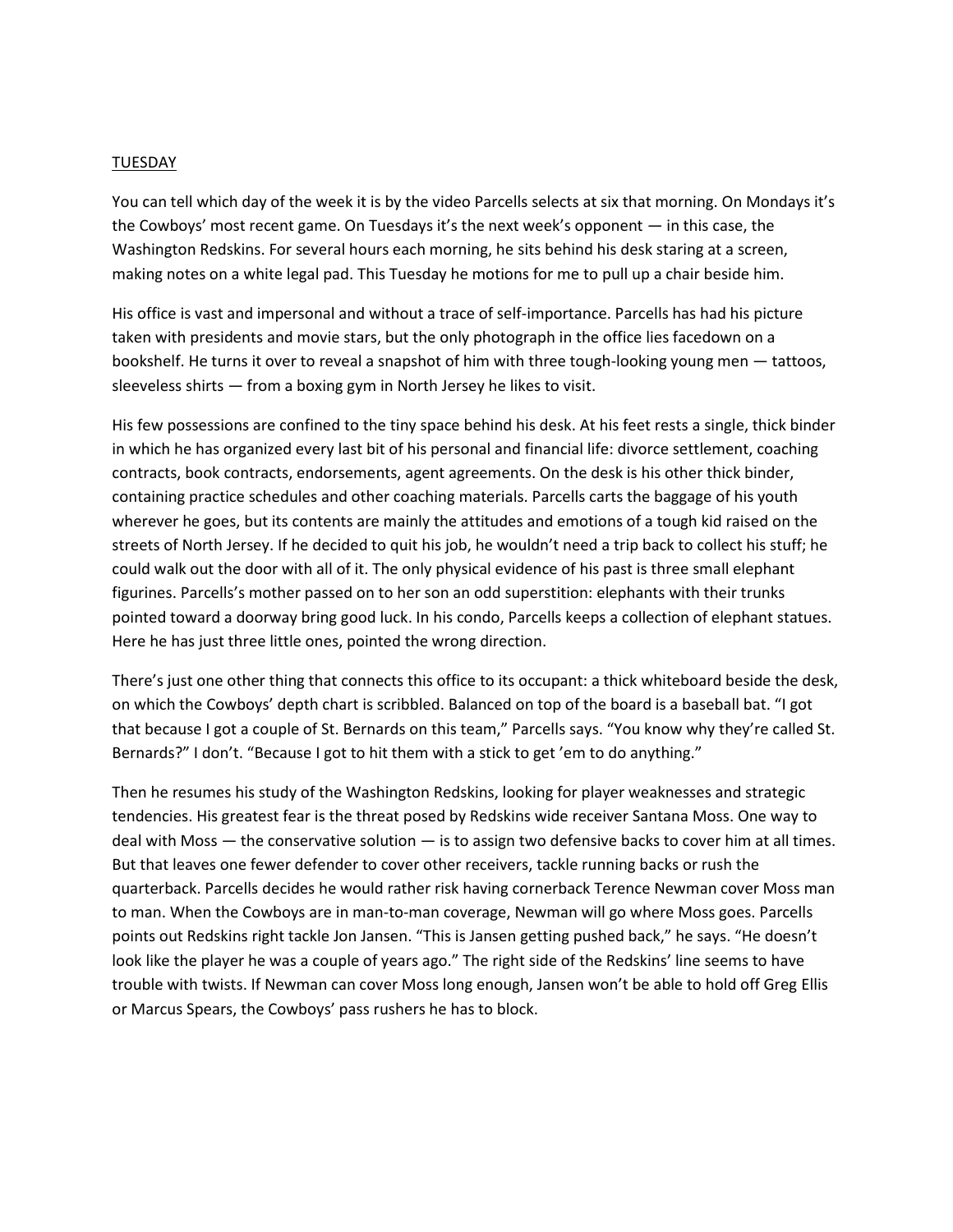<u>TUESDAY</u>

You can tell which day of the week it is by the video Parcells selects at six that morning. On Mondays it's the Cowboys' most recent game. On Tuesdays it's the next week's opponent — in this case, the Washington Redskins. For several hours each morning, he sits behind his desk staring at a screen, making notes on a white legal pad. This Tuesday he motions for me to pull up a chair beside him.

His office is vast and impersonal and without a trace of self-importance. Parcells has had his picture taken with presidents and movie stars, but the only photograph in the office lies facedown on a bookshelf. He turns it over to reveal a snapshot of him with three tough-looking young men — tattoos, sleeveless shirts — from a boxing gym in North Jersey he likes to visit.

His few possessions are confined to the tiny space behind his desk. At his feet rests a single, thick binder in which he has organized every last bit of his personal and financial life: divorce settlement, coaching contracts, book contracts, endorsements, agent agreements. On the desk is his other thick binder, containing practice schedules and other coaching materials. Parcells carts the baggage of his youth wherever he goes, but its contents are mainly the attitudes and emotions of a tough kid raised on the streets of North Jersey. If he decided to quit his job, he wouldn't need a trip back to collect his stuff; he could walk out the door with all of it. The only physical evidence of his past is three small elephant figurines. Parcells's mother passed on to her son an odd superstition: elephants with their trunks pointed toward a doorway bring good luck. In his condo, Parcells keeps a collection of elephant statues. Here he has just three little ones, pointed the wrong direction.

There's just one other thing that connects this office to its occupant: a thick whiteboard beside the desk, on which the Cowboys' depth chart is scribbled. Balanced on top of the board is a baseball bat. "I got that because I got a couple of St. Bernards on this team," Parcells says. "You know why they're called St. Bernards?" I don't. "Because I got to hit them with a stick to get 'em to do anything."

Then he resumes his study of the Washington Redskins, looking for player weaknesses and strategic tendencies. His greatest fear is the threat posed by Redskins wide receiver Santana Moss. One way to deal with Moss — the conservative solution — is to assign two defensive backs to cover him at all times. But that leaves one fewer defender to cover other receivers, tackle running backs or rush the quarterback. Parcells decides he would rather risk having cornerback Terence Newman cover Moss man to man. When the Cowboys are in man-to-man coverage, Newman will go where Moss goes. Parcells points out Redskins right tackle Jon Jansen. "This is Jansen getting pushed back," he says. "He doesn't look like the player he was a couple of years ago." The right side of the Redskins' line seems to have trouble with twists. If Newman can cover Moss long enough, Jansen won't be able to hold off Greg Ellis or Marcus Spears, the Cowboys' pass rushers he has to block.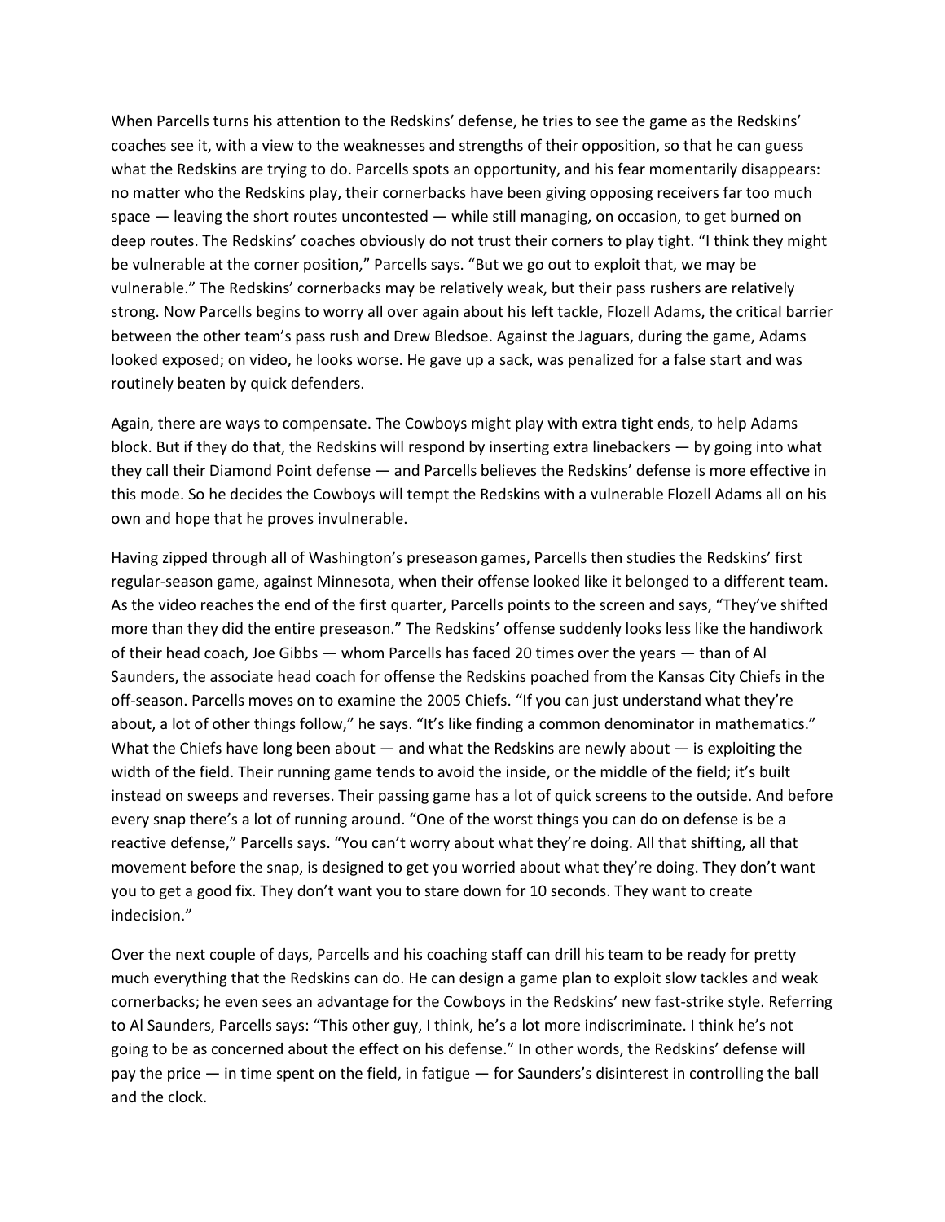When Parcells turns his attention to the Redskins' defense, he tries to see the game as the Redskins' coaches see it, with a view to the weaknesses and strengths of their opposition, so that he can guess what the Redskins are trying to do. Parcells spots an opportunity, and his fear momentarily disappears: no matter who the Redskins play, their cornerbacks have been giving opposing receivers far too much space — leaving the short routes uncontested — while still managing, on occasion, to get burned on deep routes. The Redskins' coaches obviously do not trust their corners to play tight. "I think they might be vulnerable at the corner position," Parcells says. "But we go out to exploit that, we may be vulnerable." The Redskins' cornerbacks may be relatively weak, but their pass rushers are relatively strong. Now Parcells begins to worry all over again about his left tackle, Flozell Adams, the critical barrier between the other team's pass rush and Drew Bledsoe. Against the Jaguars, during the game, Adams looked exposed; on video, he looks worse. He gave up a sack, was penalized for a false start and was routinely beaten by quick defenders.

Again, there are ways to compensate. The Cowboys might play with extra tight ends, to help Adams block. But if they do that, the Redskins will respond by inserting extra linebackers — by going into what they call their Diamond Point defense — and Parcells believes the Redskins' defense is more effective in this mode. So he decides the Cowboys will tempt the Redskins with a vulnerable Flozell Adams all on his own and hope that he proves invulnerable.

Having zipped through all of Washington's preseason games, Parcells then studies the Redskins' first regular-season game, against Minnesota, when their offense looked like it belonged to a different team. As the video reaches the end of the first quarter, Parcells points to the screen and says, "They've shifted more than they did the entire preseason." The Redskins' offense suddenly looks less like the handiwork of their head coach, Joe Gibbs — whom Parcells has faced 20 times over the years — than of Al Saunders, the associate head coach for offense the Redskins poached from the Kansas City Chiefs in the off-season. Parcells moves on to examine the 2005 Chiefs. "If you can just understand what they're about, a lot of other things follow," he says. "It's like finding a common denominator in mathematics." What the Chiefs have long been about — and what the Redskins are newly about — is exploiting the width of the field. Their running game tends to avoid the inside, or the middle of the field; it's built instead on sweeps and reverses. Their passing game has a lot of quick screens to the outside. And before every snap there's a lot of running around. "One of the worst things you can do on defense is be a reactive defense," Parcells says. "You can't worry about what they're doing. All that shifting, all that movement before the snap, is designed to get you worried about what they're doing. They don't want you to get a good fix. They don't want you to stare down for 10 seconds. They want to create indecision."

Over the next couple of days, Parcells and his coaching staff can drill his team to be ready for pretty much everything that the Redskins can do. He can design a game plan to exploit slow tackles and weak cornerbacks; he even sees an advantage for the Cowboys in the Redskins' new fast-strike style. Referring to Al Saunders, Parcells says: "This other guy, I think, he's a lot more indiscriminate. I think he's not going to be as concerned about the effect on his defense." In other words, the Redskins' defense will pay the price — in time spent on the field, in fatigue — for Saunders's disinterest in controlling the ball and the clock.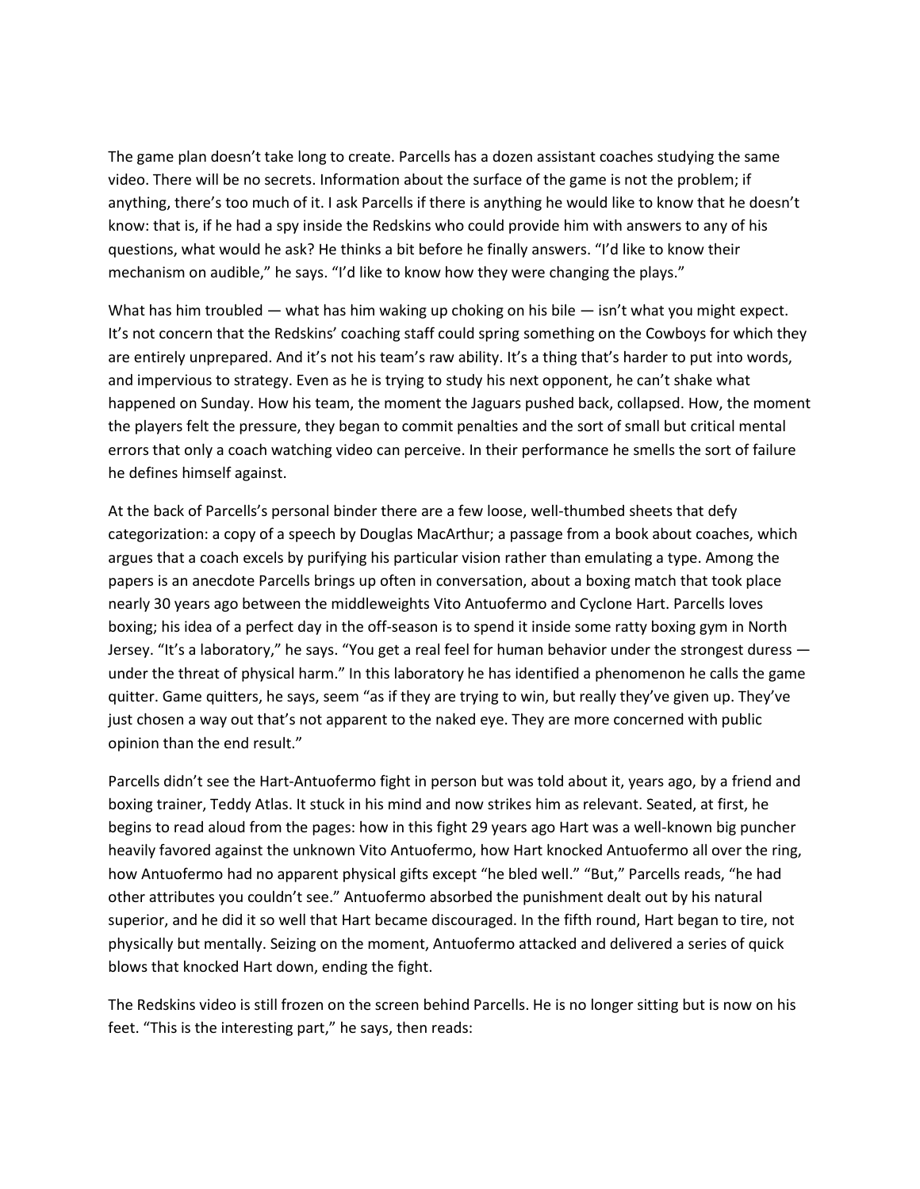The game plan doesn't take long to create. Parcells has a dozen assistant coaches studying the same video. There will be no secrets. Information about the surface of the game is not the problem; if anything, there's too much of it. I ask Parcells if there is anything he would like to know that he doesn't know: that is, if he had a spy inside the Redskins who could provide him with answers to any of his questions, what would he ask? He thinks a bit before he finally answers. "I'd like to know their mechanism on audible," he says. "I'd like to know how they were changing the plays."

What has him troubled — what has him waking up choking on his bile — isn't what you might expect. It's not concern that the Redskins' coaching staff could spring something on the Cowboys for which they are entirely unprepared. And it's not his team's raw ability. It's a thing that's harder to put into words, and impervious to strategy. Even as he is trying to study his next opponent, he can't shake what happened on Sunday. How his team, the moment the Jaguars pushed back, collapsed. How, the moment the players felt the pressure, they began to commit penalties and the sort of small but critical mental errors that only a coach watching video can perceive. In their performance he smells the sort of failure he defines himself against.

At the back of Parcells's personal binder there are a few loose, well-thumbed sheets that defy categorization: a copy of a speech by Douglas MacArthur; a passage from a book about coaches, which argues that a coach excels by purifying his particular vision rather than emulating a type. Among the papers is an anecdote Parcells brings up often in conversation, about a boxing match that took place nearly 30 years ago between the middleweights Vito Antuofermo and Cyclone Hart. Parcells loves boxing; his idea of a perfect day in the off-season is to spend it inside some ratty boxing gym in North Jersey. "It's a laboratory," he says. "You get a real feel for human behavior under the strongest duress — under the threat of physical harm." In this laboratory he has identified a phenomenon he calls the game quitter. Game quitters, he says, seem "as if they are trying to win, but really they've given up. They've just chosen a way out that's not apparent to the naked eye. They are more concerned with public opinion than the end result."

Parcells didn't see the Hart-Antuofermo fight in person but was told about it, years ago, by a friend and boxing trainer, Teddy Atlas. It stuck in his mind and now strikes him as relevant. Seated, at first, he begins to read aloud from the pages: how in this fight 29 years ago Hart was a well-known big puncher heavily favored against the unknown Vito Antuofermo, how Hart knocked Antuofermo all over the ring, how Antuofermo had no apparent physical gifts except "he bled well." "But," Parcells reads, "he had other attributes you couldn't see." Antuofermo absorbed the punishment dealt out by his natural superior, and he did it so well that Hart became discouraged. In the fifth round, Hart began to tire, not physically but mentally. Seizing on the moment, Antuofermo attacked and delivered a series of quick blows that knocked Hart down, ending the fight.

The Redskins video is still frozen on the screen behind Parcells. He is no longer sitting but is now on his feet. "This is the interesting part," he says, then reads: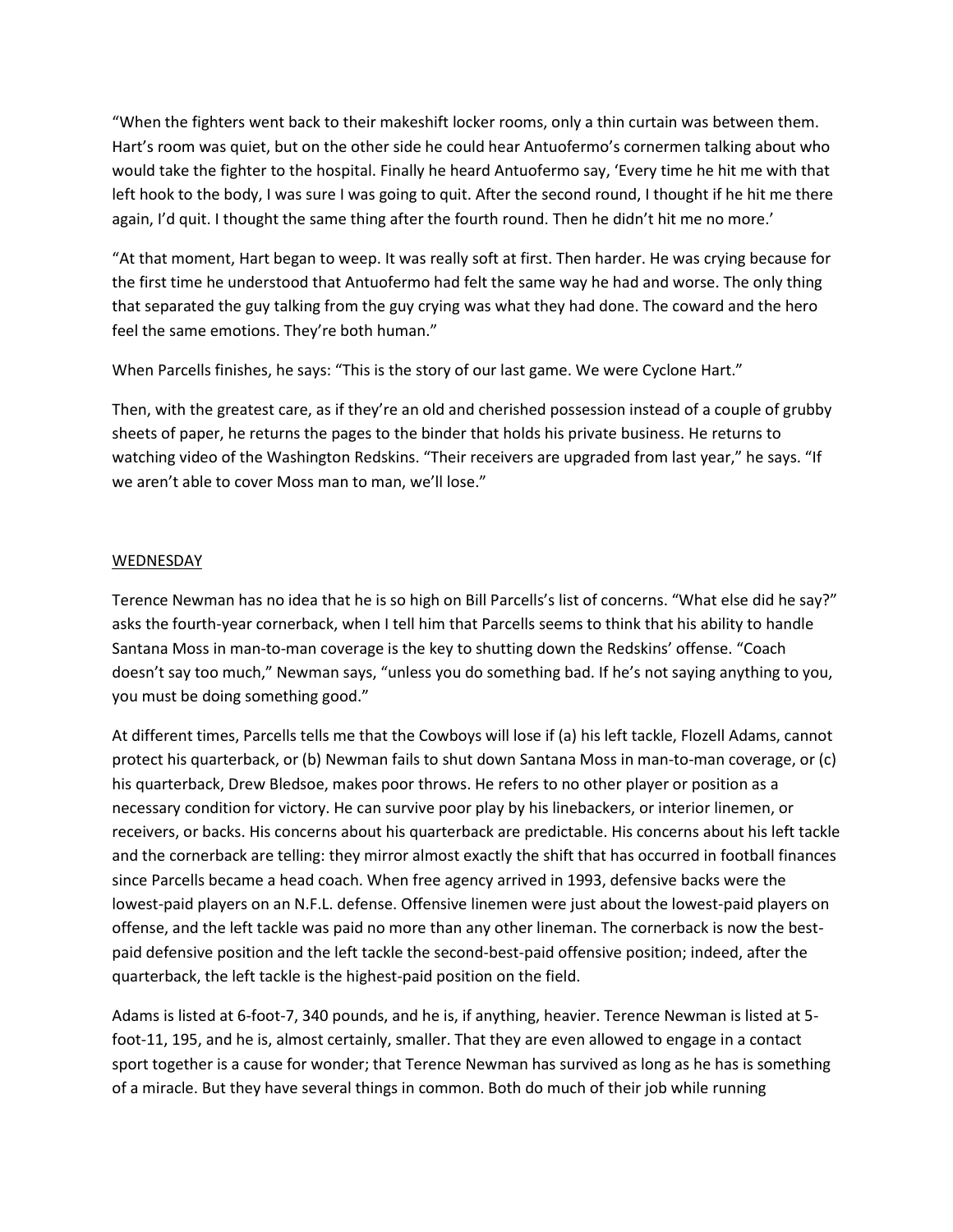“When the fighters went back to their makeshift locker rooms, only a thin curtain was between them. Hart’s room was quiet, but on the other side he could hear Antuofermo’s cornermen talking about who would take the fighter to the hospital. Finally he heard Antuofermo say, ‘Every time he hit me with that left hook to the body, I was sure I was going to quit. After the second round, I thought if he hit me there again, I’d quit. I thought the same thing after the fourth round. Then he didn’t hit me no more.’

“At that moment, Hart began to weep. It was really soft at first. Then harder. He was crying because for the first time he understood that Antuofermo had felt the same way he had and worse. The only thing that separated the guy talking from the guy crying was what they had done. The coward and the hero feel the same emotions. They’re both human.”

When Parcells finishes, he says: “This is the story of our last game. We were Cyclone Hart.”

Then, with the greatest care, as if they’re an old and cherished possession instead of a couple of grubby sheets of paper, he returns the pages to the binder that holds his private business. He returns to watching video of the Washington Redskins. “Their receivers are upgraded from last year,” he says. “If we aren’t able to cover Moss man to man, we’ll lose.”

## WEDNESDAY

Terence Newman has no idea that he is so high on Bill Parcells’s list of concerns. “What else did he say?” asks the fourth-year cornerback, when I tell him that Parcells seems to think that his ability to handle Santana Moss in man-to-man coverage is the key to shutting down the Redskins’ offense. “Coach doesn’t say too much,” Newman says, “unless you do something bad. If he’s not saying anything to you, you must be doing something good.”

At different times, Parcells tells me that the Cowboys will lose if (a) his left tackle, Flozell Adams, cannot protect his quarterback, or (b) Newman fails to shut down Santana Moss in man-to-man coverage, or (c) his quarterback, Drew Bledsoe, makes poor throws. He refers to no other player or position as a necessary condition for victory. He can survive poor play by his linebackers, or interior linemen, or receivers, or backs. His concerns about his quarterback are predictable. His concerns about his left tackle and the cornerback are telling: they mirror almost exactly the shift that has occurred in football finances since Parcells became a head coach. When free agency arrived in 1993, defensive backs were the lowest-paid players on an N.F.L. defense. Offensive linemen were just about the lowest-paid players on offense, and the left tackle was paid no more than any other lineman. The cornerback is now the best-paid defensive position and the left tackle the second-best-paid offensive position; indeed, after the quarterback, the left tackle is the highest-paid position on the field.

Adams is listed at 6-foot-7, 340 pounds, and he is, if anything, heavier. Terence Newman is listed at 5-foot-11, 195, and he is, almost certainly, smaller. That they are even allowed to engage in a contact sport together is a cause for wonder; that Terence Newman has survived as long as he has is something of a miracle. But they have several things in common. Both do much of their job while running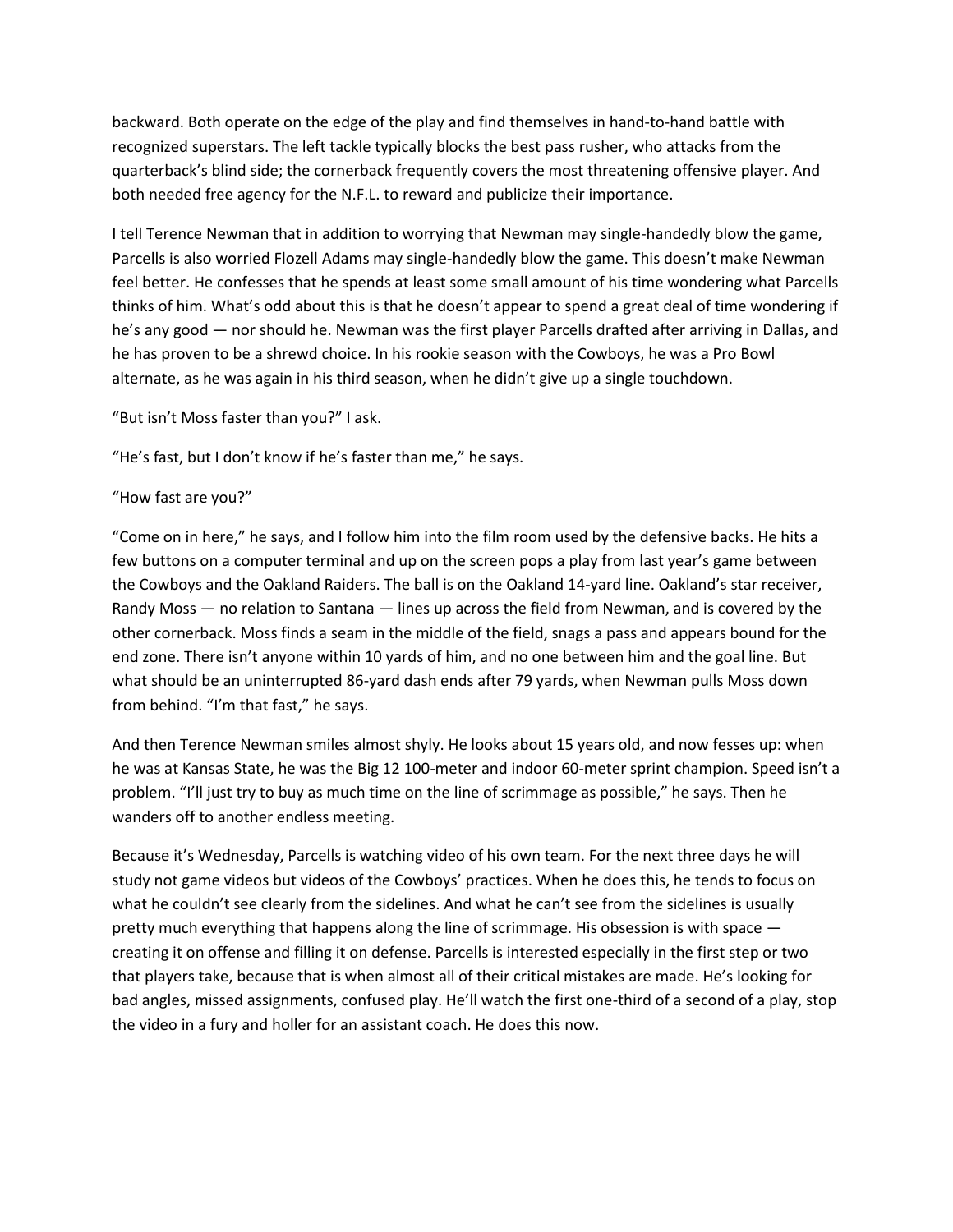backward. Both operate on the edge of the play and find themselves in hand-to-hand battle with recognized superstars. The left tackle typically blocks the best pass rusher, who attacks from the quarterback's blind side; the cornerback frequently covers the most threatening offensive player. And both needed free agency for the N.F.L. to reward and publicize their importance.

I tell Terence Newman that in addition to worrying that Newman may single-handedly blow the game, Parcells is also worried Flozell Adams may single-handedly blow the game. This doesn't make Newman feel better. He confesses that he spends at least some small amount of his time wondering what Parcells thinks of him. What's odd about this is that he doesn't appear to spend a great deal of time wondering if he's any good — nor should he. Newman was the first player Parcells drafted after arriving in Dallas, and he has proven to be a shrewd choice. In his rookie season with the Cowboys, he was a Pro Bowl alternate, as he was again in his third season, when he didn't give up a single touchdown.

"But isn't Moss faster than you?" I ask.

"He's fast, but I don't know if he's faster than me," he says.

"How fast are you?"

"Come on in here," he says, and I follow him into the film room used by the defensive backs. He hits a few buttons on a computer terminal and up on the screen pops a play from last year's game between the Cowboys and the Oakland Raiders. The ball is on the Oakland 14-yard line. Oakland's star receiver, Randy Moss — no relation to Santana — lines up across the field from Newman, and is covered by the other cornerback. Moss finds a seam in the middle of the field, snags a pass and appears bound for the end zone. There isn't anyone within 10 yards of him, and no one between him and the goal line. But what should be an uninterrupted 86-yard dash ends after 79 yards, when Newman pulls Moss down from behind. "I'm that fast," he says.

And then Terence Newman smiles almost shyly. He looks about 15 years old, and now fesses up: when he was at Kansas State, he was the Big 12 100-meter and indoor 60-meter sprint champion. Speed isn't a problem. "I'll just try to buy as much time on the line of scrimmage as possible," he says. Then he wanders off to another endless meeting.

Because it's Wednesday, Parcells is watching video of his own team. For the next three days he will study not game videos but videos of the Cowboys' practices. When he does this, he tends to focus on what he couldn't see clearly from the sidelines. And what he can't see from the sidelines is usually pretty much everything that happens along the line of scrimmage. His obsession is with space — creating it on offense and filling it on defense. Parcells is interested especially in the first step or two that players take, because that is when almost all of their critical mistakes are made. He's looking for bad angles, missed assignments, confused play. He'll watch the first one-third of a second of a play, stop the video in a fury and holler for an assistant coach. He does this now.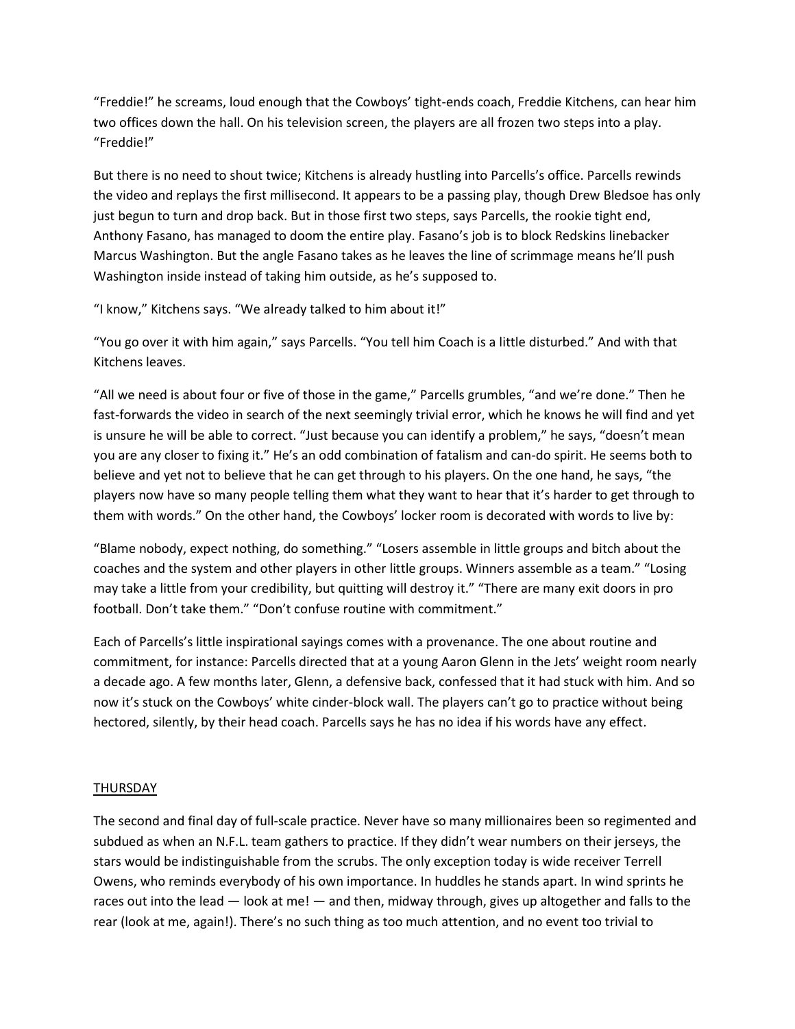“Freddie!” he screams, loud enough that the Cowboys’ tight-ends coach, Freddie Kitchens, can hear him two offices down the hall. On his television screen, the players are all frozen two steps into a play. “Freddie!”

But there is no need to shout twice; Kitchens is already hustling into Parcells’s office. Parcells rewinds the video and replays the first millisecond. It appears to be a passing play, though Drew Bledsoe has only just begun to turn and drop back. But in those first two steps, says Parcells, the rookie tight end, Anthony Fasano, has managed to doom the entire play. Fasano’s job is to block Redskins linebacker Marcus Washington. But the angle Fasano takes as he leaves the line of scrimmage means he’ll push Washington inside instead of taking him outside, as he’s supposed to.

“I know,” Kitchens says. “We already talked to him about it!”

“You go over it with him again,” says Parcells. “You tell him Coach is a little disturbed.” And with that Kitchens leaves.

“All we need is about four or five of those in the game,” Parcells grumbles, “and we’re done.” Then he fast-forwards the video in search of the next seemingly trivial error, which he knows he will find and yet is unsure he will be able to correct. “Just because you can identify a problem,” he says, “doesn’t mean you are any closer to fixing it.” He’s an odd combination of fatalism and can-do spirit. He seems both to believe and yet not to believe that he can get through to his players. On the one hand, he says, “the players now have so many people telling them what they want to hear that it’s harder to get through to them with words.” On the other hand, the Cowboys’ locker room is decorated with words to live by:

“Blame nobody, expect nothing, do something.” “Losers assemble in little groups and bitch about the coaches and the system and other players in other little groups. Winners assemble as a team.” “Losing may take a little from your credibility, but quitting will destroy it.” “There are many exit doors in pro football. Don’t take them.” “Don’t confuse routine with commitment.”

Each of Parcells’s little inspirational sayings comes with a provenance. The one about routine and commitment, for instance: Parcells directed that at a young Aaron Glenn in the Jets’ weight room nearly a decade ago. A few months later, Glenn, a defensive back, confessed that it had stuck with him. And so now it’s stuck on the Cowboys’ white cinder-block wall. The players can’t go to practice without being hectored, silently, by their head coach. Parcells says he has no idea if his words have any effect.

## THURSDAY

The second and final day of full-scale practice. Never have so many millionaires been so regimented and subdued as when an N.F.L. team gathers to practice. If they didn’t wear numbers on their jerseys, the stars would be indistinguishable from the scrubs. The only exception today is wide receiver Terrell Owens, who reminds everybody of his own importance. In huddles he stands apart. In wind sprints he races out into the lead — look at me! — and then, midway through, gives up altogether and falls to the rear (look at me, again!). There’s no such thing as too much attention, and no event too trivial to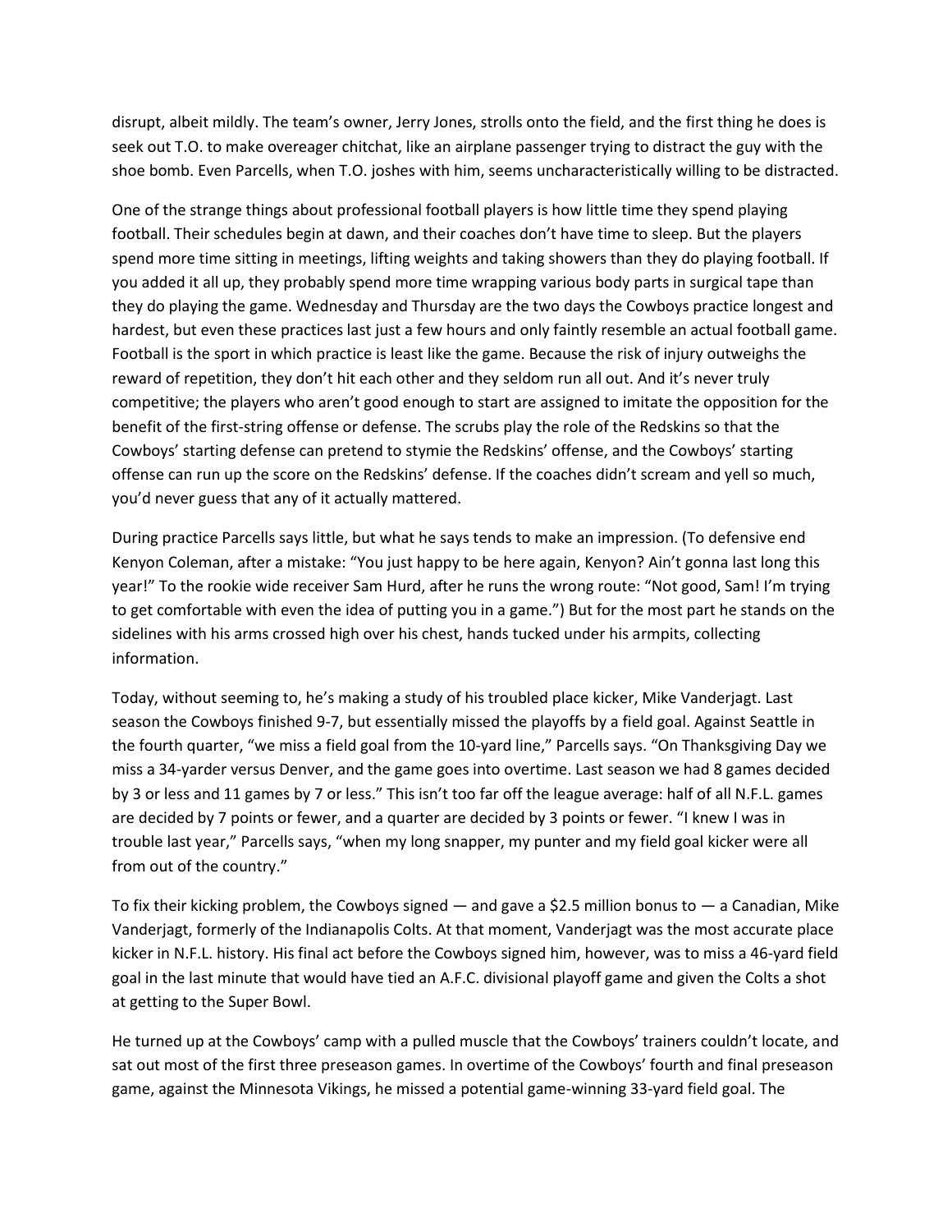disrupt, albeit mildly. The team's owner, Jerry Jones, strolls onto the field, and the first thing he does is seek out T.O. to make overeager chitchat, like an airplane passenger trying to distract the guy with the shoe bomb. Even Parcells, when T.O. joshes with him, seems uncharacteristically willing to be distracted.

One of the strange things about professional football players is how little time they spend playing football. Their schedules begin at dawn, and their coaches don't have time to sleep. But the players spend more time sitting in meetings, lifting weights and taking showers than they do playing football. If you added it all up, they probably spend more time wrapping various body parts in surgical tape than they do playing the game. Wednesday and Thursday are the two days the Cowboys practice longest and hardest, but even these practices last just a few hours and only faintly resemble an actual football game. Football is the sport in which practice is least like the game. Because the risk of injury outweighs the reward of repetition, they don't hit each other and they seldom run all out. And it's never truly competitive; the players who aren't good enough to start are assigned to imitate the opposition for the benefit of the first-string offense or defense. The scrubs play the role of the Redskins so that the Cowboys' starting defense can pretend to stymie the Redskins' offense, and the Cowboys' starting offense can run up the score on the Redskins' defense. If the coaches didn't scream and yell so much, you'd never guess that any of it actually mattered.

During practice Parcells says little, but what he says tends to make an impression. (To defensive end Kenyon Coleman, after a mistake: "You just happy to be here again, Kenyon? Ain't gonna last long this year!" To the rookie wide receiver Sam Hurd, after he runs the wrong route: "Not good, Sam! I'm trying to get comfortable with even the idea of putting you in a game.") But for the most part he stands on the sidelines with his arms crossed high over his chest, hands tucked under his armpits, collecting information.

Today, without seeming to, he's making a study of his troubled place kicker, Mike Vanderjagt. Last season the Cowboys finished 9-7, but essentially missed the playoffs by a field goal. Against Seattle in the fourth quarter, "we miss a field goal from the 10-yard line," Parcells says. "On Thanksgiving Day we miss a 34-yarder versus Denver, and the game goes into overtime. Last season we had 8 games decided by 3 or less and 11 games by 7 or less." This isn't too far off the league average: half of all N.F.L. games are decided by 7 points or fewer, and a quarter are decided by 3 points or fewer. "I knew I was in trouble last year," Parcells says, "when my long snapper, my punter and my field goal kicker were all from out of the country."

To fix their kicking problem, the Cowboys signed — and gave a $2.5 million bonus to — a Canadian, Mike Vanderjagt, formerly of the Indianapolis Colts. At that moment, Vanderjagt was the most accurate place kicker in N.F.L. history. His final act before the Cowboys signed him, however, was to miss a 46-yard field goal in the last minute that would have tied an A.F.C. divisional playoff game and given the Colts a shot at getting to the Super Bowl.

He turned up at the Cowboys' camp with a pulled muscle that the Cowboys' trainers couldn't locate, and sat out most of the first three preseason games. In overtime of the Cowboys' fourth and final preseason game, against the Minnesota Vikings, he missed a potential game-winning 33-yard field goal. The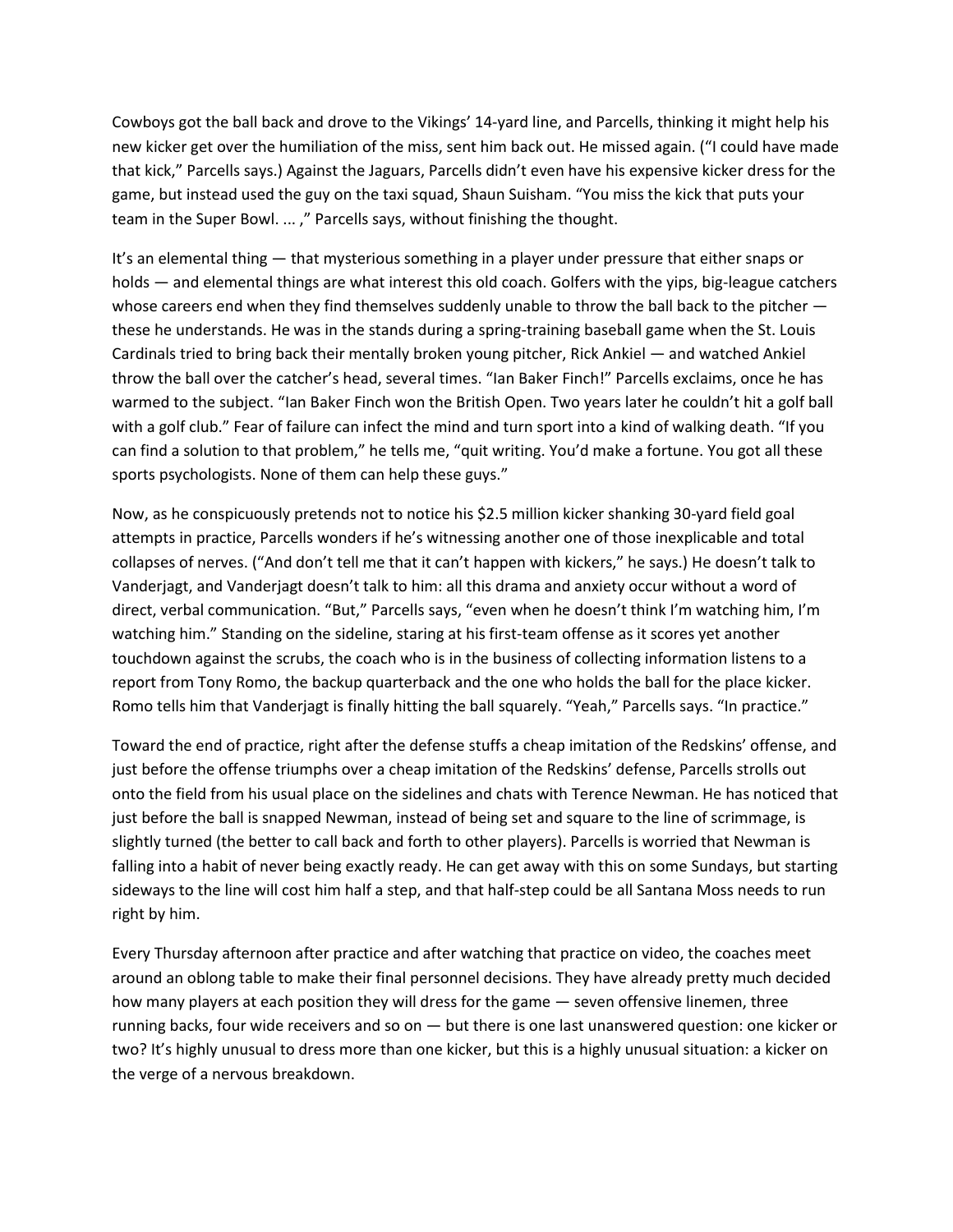Cowboys got the ball back and drove to the Vikings' 14-yard line, and Parcells, thinking it might help his new kicker get over the humiliation of the miss, sent him back out. He missed again. ("I could have made that kick," Parcells says.) Against the Jaguars, Parcells didn't even have his expensive kicker dress for the game, but instead used the guy on the taxi squad, Shaun Suisham. "You miss the kick that puts your team in the Super Bowl. ... ," Parcells says, without finishing the thought.

It's an elemental thing — that mysterious something in a player under pressure that either snaps or holds — and elemental things are what interest this old coach. Golfers with the yips, big-league catchers whose careers end when they find themselves suddenly unable to throw the ball back to the pitcher — these he understands. He was in the stands during a spring-training baseball game when the St. Louis Cardinals tried to bring back their mentally broken young pitcher, Rick Ankiel — and watched Ankiel throw the ball over the catcher's head, several times. "Ian Baker Finch!" Parcells exclaims, once he has warmed to the subject. "Ian Baker Finch won the British Open. Two years later he couldn't hit a golf ball with a golf club." Fear of failure can infect the mind and turn sport into a kind of walking death. "If you can find a solution to that problem," he tells me, "quit writing. You'd make a fortune. You got all these sports psychologists. None of them can help these guys."

Now, as he conspicuously pretends not to notice his $2.5 million kicker shanking 30-yard field goal attempts in practice, Parcells wonders if he's witnessing another one of those inexplicable and total collapses of nerves. ("And don't tell me that it can't happen with kickers," he says.) He doesn't talk to Vanderjagt, and Vanderjagt doesn't talk to him: all this drama and anxiety occur without a word of direct, verbal communication. "But," Parcells says, "even when he doesn't think I'm watching him, I'm watching him." Standing on the sideline, staring at his first-team offense as it scores yet another touchdown against the scrubs, the coach who is in the business of collecting information listens to a report from Tony Romo, the backup quarterback and the one who holds the ball for the place kicker. Romo tells him that Vanderjagt is finally hitting the ball squarely. "Yeah," Parcells says. "In practice."

Toward the end of practice, right after the defense stuffs a cheap imitation of the Redskins' offense, and just before the offense triumphs over a cheap imitation of the Redskins' defense, Parcells strolls out onto the field from his usual place on the sidelines and chats with Terence Newman. He has noticed that just before the ball is snapped Newman, instead of being set and square to the line of scrimmage, is slightly turned (the better to call back and forth to other players). Parcells is worried that Newman is falling into a habit of never being exactly ready. He can get away with this on some Sundays, but starting sideways to the line will cost him half a step, and that half-step could be all Santana Moss needs to run right by him.

Every Thursday afternoon after practice and after watching that practice on video, the coaches meet around an oblong table to make their final personnel decisions. They have already pretty much decided how many players at each position they will dress for the game — seven offensive linemen, three running backs, four wide receivers and so on — but there is one last unanswered question: one kicker or two? It's highly unusual to dress more than one kicker, but this is a highly unusual situation: a kicker on the verge of a nervous breakdown.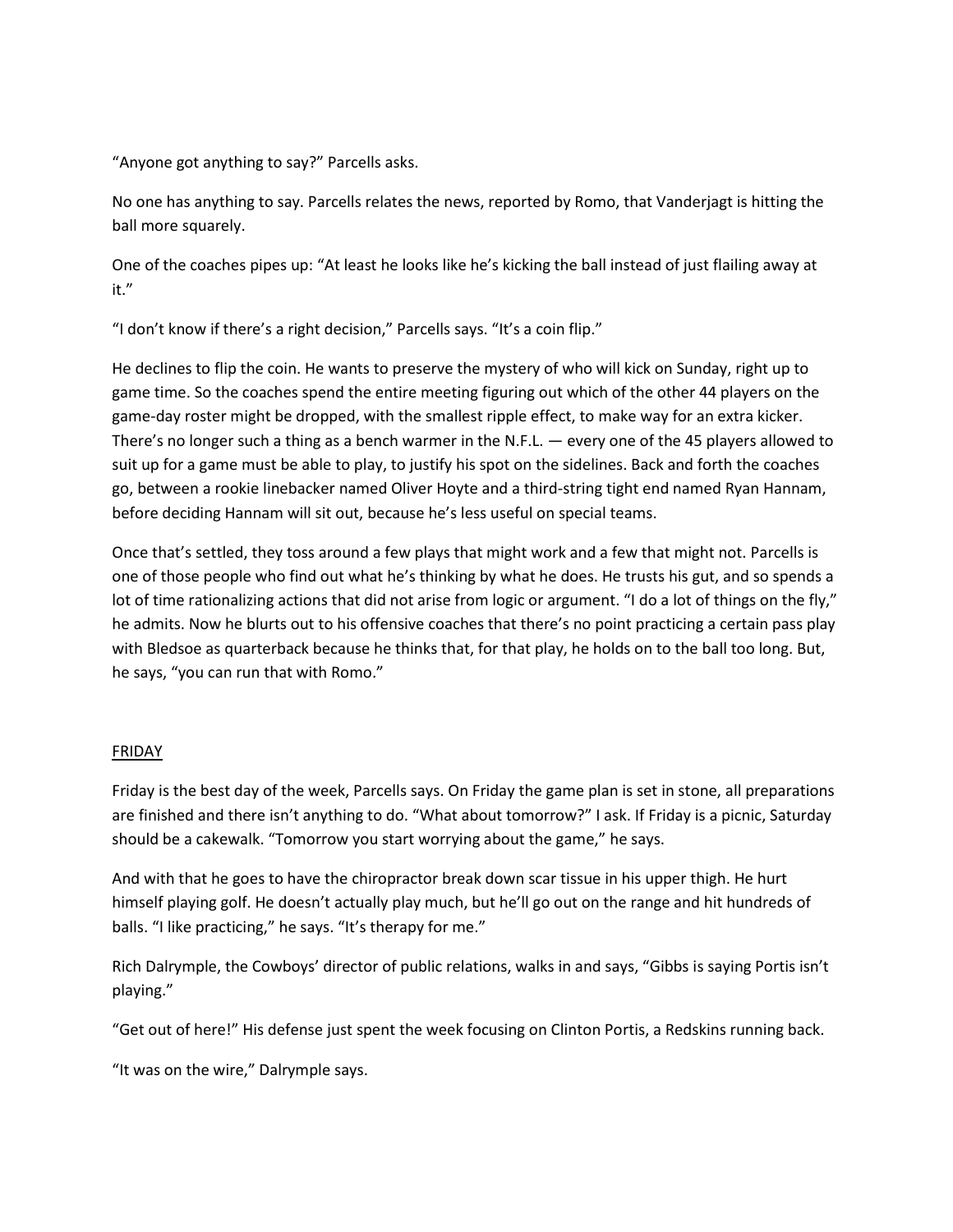"Anyone got anything to say?" Parcells asks.

No one has anything to say. Parcells relates the news, reported by Romo, that Vanderjagt is hitting the ball more squarely.

One of the coaches pipes up: "At least he looks like he's kicking the ball instead of just flailing away at it."

"I don't know if there's a right decision," Parcells says. "It's a coin flip."

He declines to flip the coin. He wants to preserve the mystery of who will kick on Sunday, right up to game time. So the coaches spend the entire meeting figuring out which of the other 44 players on the game-day roster might be dropped, with the smallest ripple effect, to make way for an extra kicker. There's no longer such a thing as a bench warmer in the N.F.L. — every one of the 45 players allowed to suit up for a game must be able to play, to justify his spot on the sidelines. Back and forth the coaches go, between a rookie linebacker named Oliver Hoyte and a third-string tight end named Ryan Hannam, before deciding Hannam will sit out, because he's less useful on special teams.

Once that's settled, they toss around a few plays that might work and a few that might not. Parcells is one of those people who find out what he's thinking by what he does. He trusts his gut, and so spends a lot of time rationalizing actions that did not arise from logic or argument. "I do a lot of things on the fly," he admits. Now he blurts out to his offensive coaches that there's no point practicing a certain pass play with Bledsoe as quarterback because he thinks that, for that play, he holds on to the ball too long. But, he says, "you can run that with Romo."

<u>FRIDAY</u>

Friday is the best day of the week, Parcells says. On Friday the game plan is set in stone, all preparations are finished and there isn't anything to do. "What about tomorrow?" I ask. If Friday is a picnic, Saturday should be a cakewalk. "Tomorrow you start worrying about the game," he says.

And with that he goes to have the chiropractor break down scar tissue in his upper thigh. He hurt himself playing golf. He doesn't actually play much, but he'll go out on the range and hit hundreds of balls. "I like practicing," he says. "It's therapy for me."

Rich Dalrymple, the Cowboys' director of public relations, walks in and says, "Gibbs is saying Portis isn't playing."

"Get out of here!" His defense just spent the week focusing on Clinton Portis, a Redskins running back.

"It was on the wire," Dalrymple says.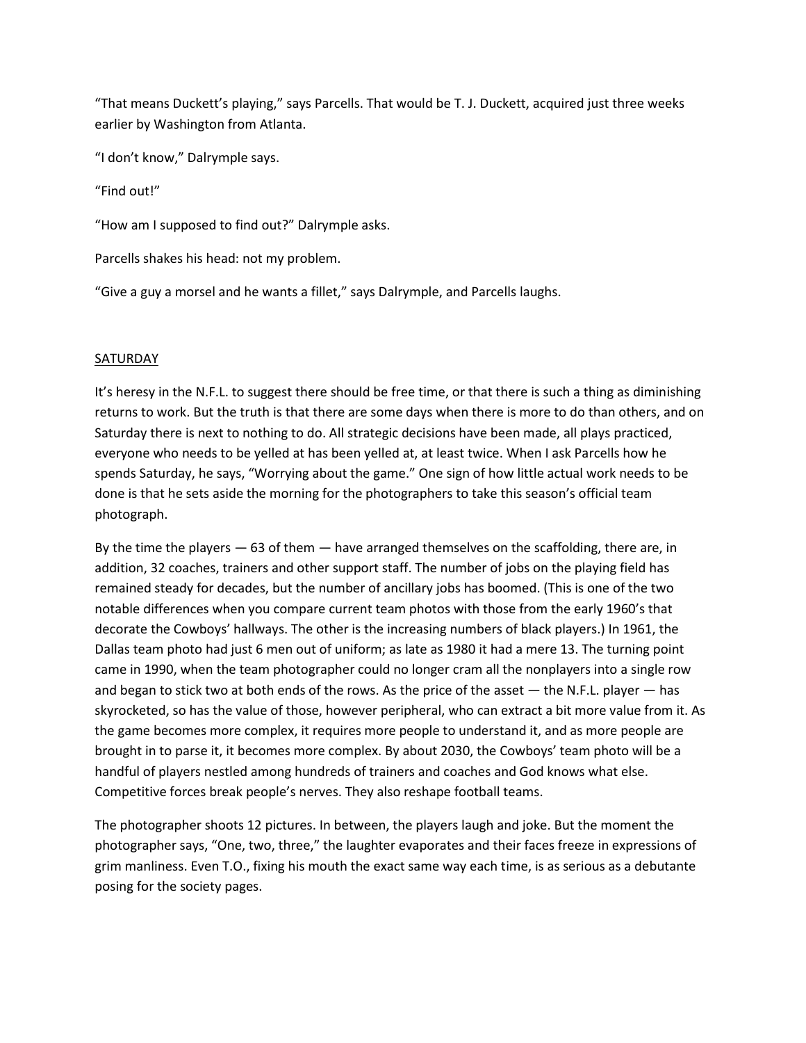“That means Duckett’s playing,” says Parcells. That would be T. J. Duckett, acquired just three weeks earlier by Washington from Atlanta.

“I don’t know,” Dalrymple says.

“Find out!”

“How am I supposed to find out?” Dalrymple asks.

Parcells shakes his head: not my problem.

“Give a guy a morsel and he wants a fillet,” says Dalrymple, and Parcells laughs.

## SATURDAY

It’s heresy in the N.F.L. to suggest there should be free time, or that there is such a thing as diminishing returns to work. But the truth is that there are some days when there is more to do than others, and on Saturday there is next to nothing to do. All strategic decisions have been made, all plays practiced, everyone who needs to be yelled at has been yelled at, at least twice. When I ask Parcells how he spends Saturday, he says, “Worrying about the game.” One sign of how little actual work needs to be done is that he sets aside the morning for the photographers to take this season’s official team photograph.

By the time the players — 63 of them — have arranged themselves on the scaffolding, there are, in addition, 32 coaches, trainers and other support staff. The number of jobs on the playing field has remained steady for decades, but the number of ancillary jobs has boomed. (This is one of the two notable differences when you compare current team photos with those from the early 1960’s that decorate the Cowboys’ hallways. The other is the increasing numbers of black players.) In 1961, the Dallas team photo had just 6 men out of uniform; as late as 1980 it had a mere 13. The turning point came in 1990, when the team photographer could no longer cram all the nonplayers into a single row and began to stick two at both ends of the rows. As the price of the asset — the N.F.L. player — has skyrocketed, so has the value of those, however peripheral, who can extract a bit more value from it. As the game becomes more complex, it requires more people to understand it, and as more people are brought in to parse it, it becomes more complex. By about 2030, the Cowboys’ team photo will be a handful of players nestled among hundreds of trainers and coaches and God knows what else. Competitive forces break people’s nerves. They also reshape football teams.

The photographer shoots 12 pictures. In between, the players laugh and joke. But the moment the photographer says, “One, two, three,” the laughter evaporates and their faces freeze in expressions of grim manliness. Even T.O., fixing his mouth the exact same way each time, is as serious as a debutante posing for the society pages.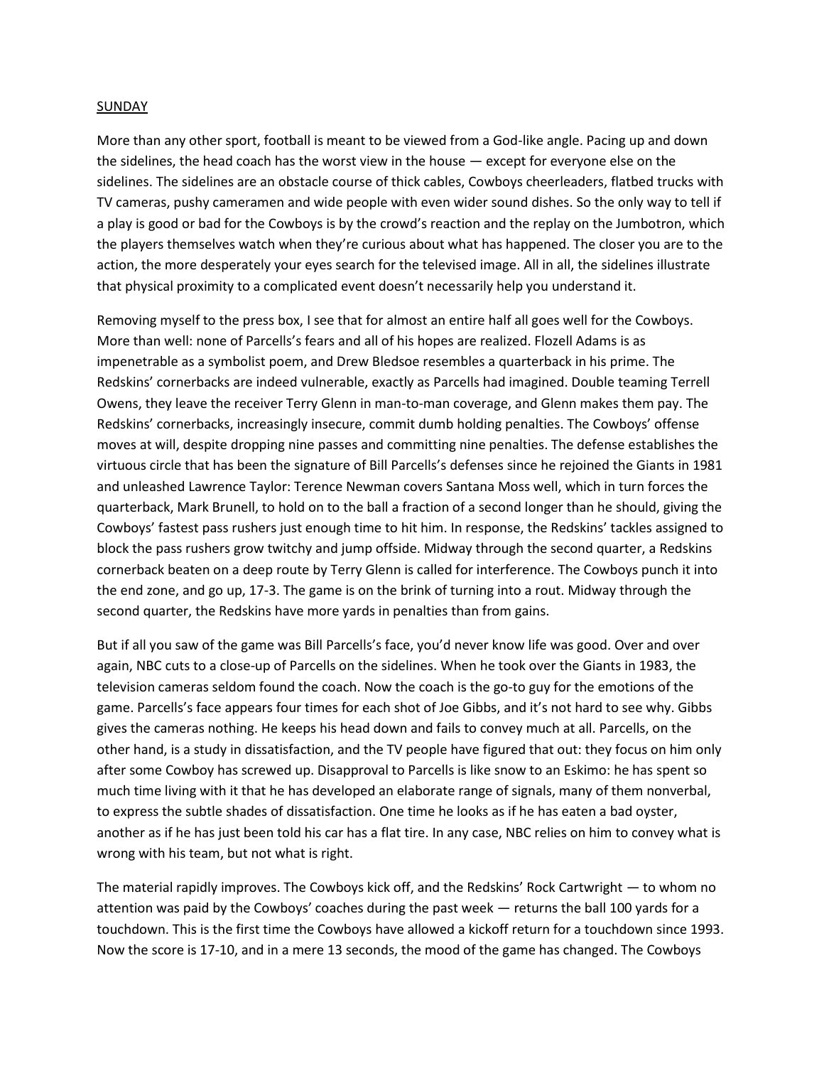SUNDAY

More than any other sport, football is meant to be viewed from a God-like angle. Pacing up and down the sidelines, the head coach has the worst view in the house — except for everyone else on the sidelines. The sidelines are an obstacle course of thick cables, Cowboys cheerleaders, flatbed trucks with TV cameras, pushy cameramen and wide people with even wider sound dishes. So the only way to tell if a play is good or bad for the Cowboys is by the crowd's reaction and the replay on the Jumbotron, which the players themselves watch when they're curious about what has happened. The closer you are to the action, the more desperately your eyes search for the televised image. All in all, the sidelines illustrate that physical proximity to a complicated event doesn't necessarily help you understand it.

Removing myself to the press box, I see that for almost an entire half all goes well for the Cowboys. More than well: none of Parcells's fears and all of his hopes are realized. Flozell Adams is as impenetrable as a symbolist poem, and Drew Bledsoe resembles a quarterback in his prime. The Redskins' cornerbacks are indeed vulnerable, exactly as Parcells had imagined. Double teaming Terrell Owens, they leave the receiver Terry Glenn in man-to-man coverage, and Glenn makes them pay. The Redskins' cornerbacks, increasingly insecure, commit dumb holding penalties. The Cowboys' offense moves at will, despite dropping nine passes and committing nine penalties. The defense establishes the virtuous circle that has been the signature of Bill Parcells's defenses since he rejoined the Giants in 1981 and unleashed Lawrence Taylor: Terence Newman covers Santana Moss well, which in turn forces the quarterback, Mark Brunell, to hold on to the ball a fraction of a second longer than he should, giving the Cowboys' fastest pass rushers just enough time to hit him. In response, the Redskins' tackles assigned to block the pass rushers grow twitchy and jump offside. Midway through the second quarter, a Redskins cornerback beaten on a deep route by Terry Glenn is called for interference. The Cowboys punch it into the end zone, and go up, 17-3. The game is on the brink of turning into a rout. Midway through the second quarter, the Redskins have more yards in penalties than from gains.

But if all you saw of the game was Bill Parcells's face, you'd never know life was good. Over and over again, NBC cuts to a close-up of Parcells on the sidelines. When he took over the Giants in 1983, the television cameras seldom found the coach. Now the coach is the go-to guy for the emotions of the game. Parcells's face appears four times for each shot of Joe Gibbs, and it's not hard to see why. Gibbs gives the cameras nothing. He keeps his head down and fails to convey much at all. Parcells, on the other hand, is a study in dissatisfaction, and the TV people have figured that out: they focus on him only after some Cowboy has screwed up. Disapproval to Parcells is like snow to an Eskimo: he has spent so much time living with it that he has developed an elaborate range of signals, many of them nonverbal, to express the subtle shades of dissatisfaction. One time he looks as if he has eaten a bad oyster, another as if he has just been told his car has a flat tire. In any case, NBC relies on him to convey what is wrong with his team, but not what is right.

The material rapidly improves. The Cowboys kick off, and the Redskins' Rock Cartwright — to whom no attention was paid by the Cowboys' coaches during the past week — returns the ball 100 yards for a touchdown. This is the first time the Cowboys have allowed a kickoff return for a touchdown since 1993. Now the score is 17-10, and in a mere 13 seconds, the mood of the game has changed. The Cowboys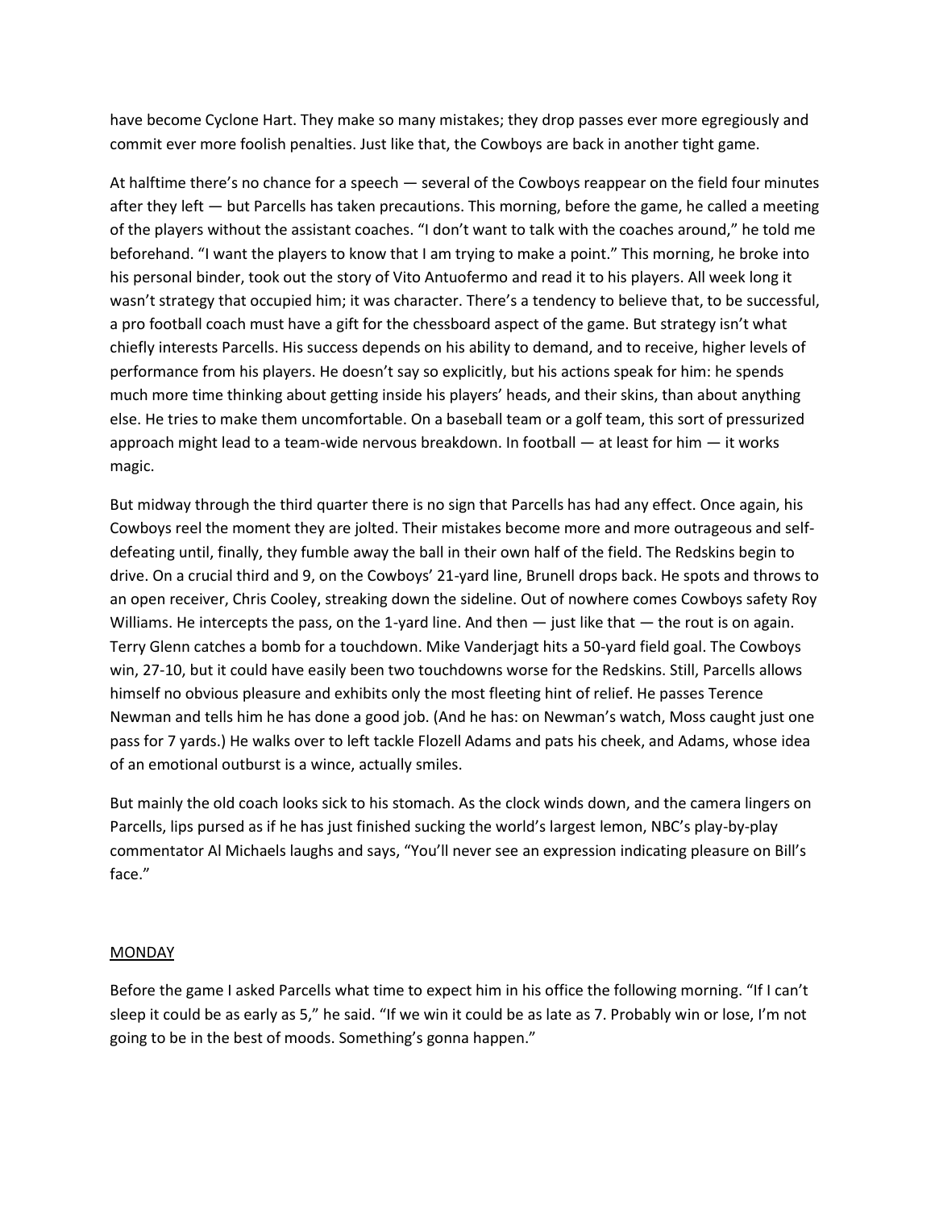have become Cyclone Hart. They make so many mistakes; they drop passes ever more egregiously and commit ever more foolish penalties. Just like that, the Cowboys are back in another tight game.

At halftime there's no chance for a speech — several of the Cowboys reappear on the field four minutes after they left — but Parcells has taken precautions. This morning, before the game, he called a meeting of the players without the assistant coaches. "I don't want to talk with the coaches around," he told me beforehand. "I want the players to know that I am trying to make a point." This morning, he broke into his personal binder, took out the story of Vito Antuofermo and read it to his players. All week long it wasn't strategy that occupied him; it was character. There's a tendency to believe that, to be successful, a pro football coach must have a gift for the chessboard aspect of the game. But strategy isn't what chiefly interests Parcells. His success depends on his ability to demand, and to receive, higher levels of performance from his players. He doesn't say so explicitly, but his actions speak for him: he spends much more time thinking about getting inside his players' heads, and their skins, than about anything else. He tries to make them uncomfortable. On a baseball team or a golf team, this sort of pressurized approach might lead to a team-wide nervous breakdown. In football — at least for him — it works magic.

But midway through the third quarter there is no sign that Parcells has had any effect. Once again, his Cowboys reel the moment they are jolted. Their mistakes become more and more outrageous and self-defeating until, finally, they fumble away the ball in their own half of the field. The Redskins begin to drive. On a crucial third and 9, on the Cowboys' 21-yard line, Brunell drops back. He spots and throws to an open receiver, Chris Cooley, streaking down the sideline. Out of nowhere comes Cowboys safety Roy Williams. He intercepts the pass, on the 1-yard line. And then — just like that — the rout is on again. Terry Glenn catches a bomb for a touchdown. Mike Vanderjagt hits a 50-yard field goal. The Cowboys win, 27-10, but it could have easily been two touchdowns worse for the Redskins. Still, Parcells allows himself no obvious pleasure and exhibits only the most fleeting hint of relief. He passes Terence Newman and tells him he has done a good job. (And he has: on Newman's watch, Moss caught just one pass for 7 yards.) He walks over to left tackle Flozell Adams and pats his cheek, and Adams, whose idea of an emotional outburst is a wince, actually smiles.

But mainly the old coach looks sick to his stomach. As the clock winds down, and the camera lingers on Parcells, lips pursed as if he has just finished sucking the world's largest lemon, NBC's play-by-play commentator Al Michaels laughs and says, "You'll never see an expression indicating pleasure on Bill's face."

## MONDAY

Before the game I asked Parcells what time to expect him in his office the following morning. "If I can't sleep it could be as early as 5," he said. "If we win it could be as late as 7. Probably win or lose, I'm not going to be in the best of moods. Something's gonna happen."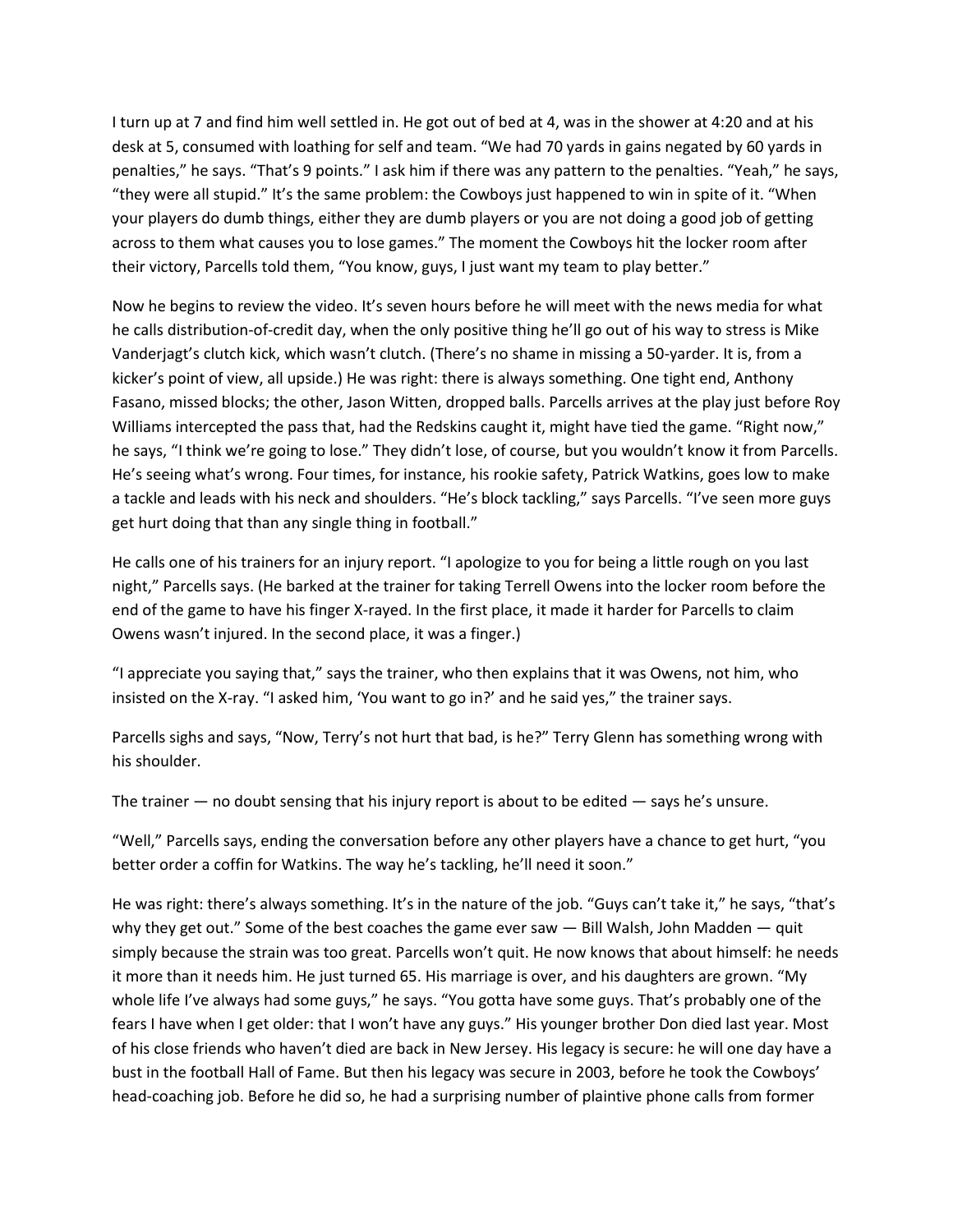I turn up at 7 and find him well settled in. He got out of bed at 4, was in the shower at 4:20 and at his desk at 5, consumed with loathing for self and team. "We had 70 yards in gains negated by 60 yards in penalties," he says. "That's 9 points." I ask him if there was any pattern to the penalties. "Yeah," he says, "they were all stupid." It's the same problem: the Cowboys just happened to win in spite of it. "When your players do dumb things, either they are dumb players or you are not doing a good job of getting across to them what causes you to lose games." The moment the Cowboys hit the locker room after their victory, Parcells told them, "You know, guys, I just want my team to play better."

Now he begins to review the video. It's seven hours before he will meet with the news media for what he calls distribution-of-credit day, when the only positive thing he'll go out of his way to stress is Mike Vanderjagt's clutch kick, which wasn't clutch. (There's no shame in missing a 50-yarder. It is, from a kicker's point of view, all upside.) He was right: there is always something. One tight end, Anthony Fasano, missed blocks; the other, Jason Witten, dropped balls. Parcells arrives at the play just before Roy Williams intercepted the pass that, had the Redskins caught it, might have tied the game. "Right now," he says, "I think we're going to lose." They didn't lose, of course, but you wouldn't know it from Parcells. He's seeing what's wrong. Four times, for instance, his rookie safety, Patrick Watkins, goes low to make a tackle and leads with his neck and shoulders. "He's block tackling," says Parcells. "I've seen more guys get hurt doing that than any single thing in football."

He calls one of his trainers for an injury report. "I apologize to you for being a little rough on you last night," Parcells says. (He barked at the trainer for taking Terrell Owens into the locker room before the end of the game to have his finger X-rayed. In the first place, it made it harder for Parcells to claim Owens wasn't injured. In the second place, it was a finger.)

"I appreciate you saying that," says the trainer, who then explains that it was Owens, not him, who insisted on the X-ray. "I asked him, 'You want to go in?' and he said yes," the trainer says.

Parcells sighs and says, "Now, Terry's not hurt that bad, is he?" Terry Glenn has something wrong with his shoulder.

The trainer — no doubt sensing that his injury report is about to be edited — says he's unsure.

"Well," Parcells says, ending the conversation before any other players have a chance to get hurt, "you better order a coffin for Watkins. The way he's tackling, he'll need it soon."

He was right: there's always something. It's in the nature of the job. "Guys can't take it," he says, "that's why they get out." Some of the best coaches the game ever saw — Bill Walsh, John Madden — quit simply because the strain was too great. Parcells won't quit. He now knows that about himself: he needs it more than it needs him. He just turned 65. His marriage is over, and his daughters are grown. "My whole life I've always had some guys," he says. "You gotta have some guys. That's probably one of the fears I have when I get older: that I won't have any guys." His younger brother Don died last year. Most of his close friends who haven't died are back in New Jersey. His legacy is secure: he will one day have a bust in the football Hall of Fame. But then his legacy was secure in 2003, before he took the Cowboys' head-coaching job. Before he did so, he had a surprising number of plaintive phone calls from former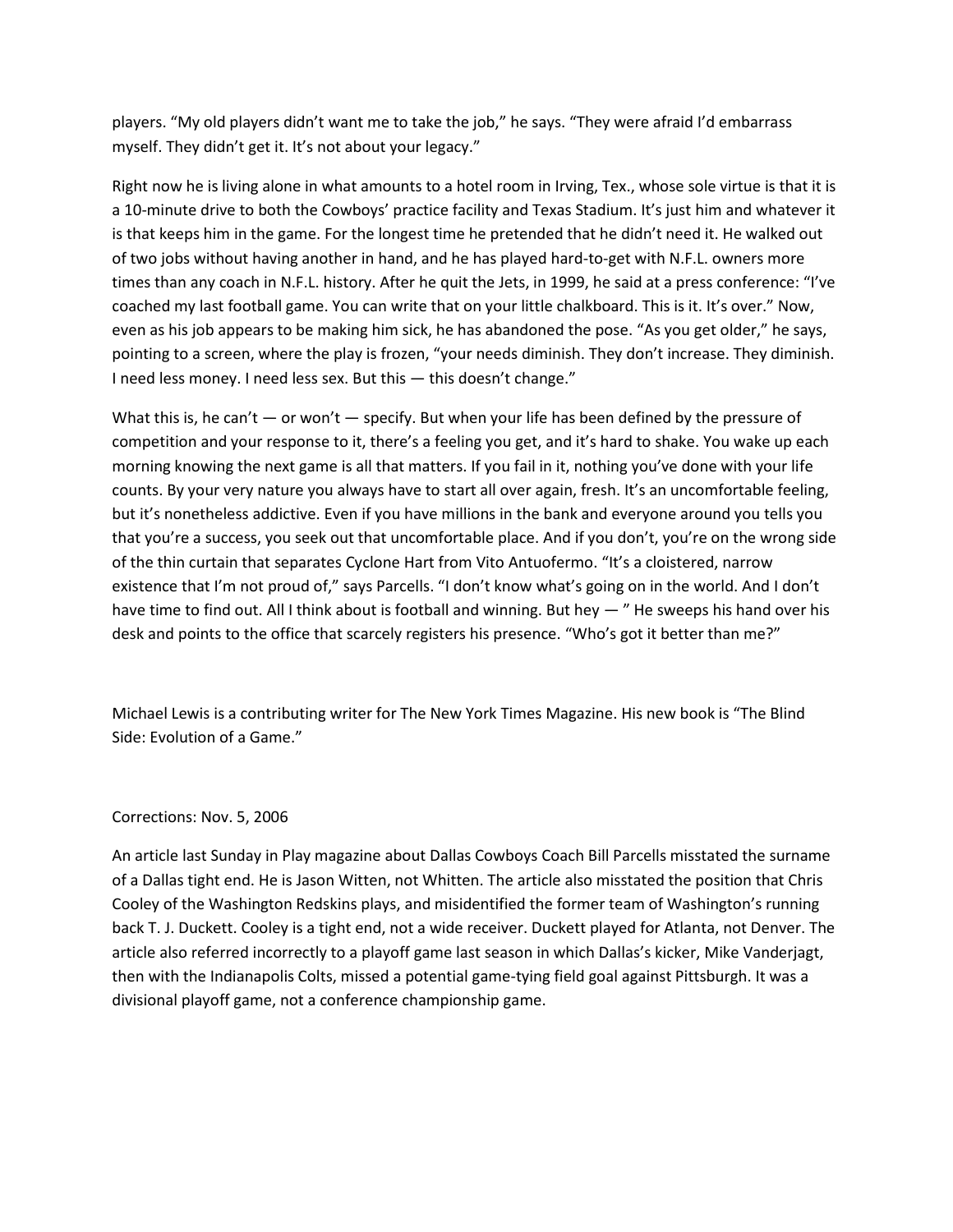players. “My old players didn’t want me to take the job,” he says. “They were afraid I’d embarrass myself. They didn’t get it. It’s not about your legacy.”

Right now he is living alone in what amounts to a hotel room in Irving, Tex., whose sole virtue is that it is a 10-minute drive to both the Cowboys’ practice facility and Texas Stadium. It’s just him and whatever it is that keeps him in the game. For the longest time he pretended that he didn’t need it. He walked out of two jobs without having another in hand, and he has played hard-to-get with N.F.L. owners more times than any coach in N.F.L. history. After he quit the Jets, in 1999, he said at a press conference: “I’ve coached my last football game. You can write that on your little chalkboard. This is it. It’s over.” Now, even as his job appears to be making him sick, he has abandoned the pose. “As you get older,” he says, pointing to a screen, where the play is frozen, “your needs diminish. They don’t increase. They diminish. I need less money. I need less sex. But this — this doesn’t change.”

What this is, he can’t — or won’t — specify. But when your life has been defined by the pressure of competition and your response to it, there’s a feeling you get, and it’s hard to shake. You wake up each morning knowing the next game is all that matters. If you fail in it, nothing you’ve done with your life counts. By your very nature you always have to start all over again, fresh. It’s an uncomfortable feeling, but it’s nonetheless addictive. Even if you have millions in the bank and everyone around you tells you that you’re a success, you seek out that uncomfortable place. And if you don’t, you’re on the wrong side of the thin curtain that separates Cyclone Hart from Vito Antuofermo. “It’s a cloistered, narrow existence that I’m not proud of,” says Parcells. “I don’t know what’s going on in the world. And I don’t have time to find out. All I think about is football and winning. But hey — ” He sweeps his hand over his desk and points to the office that scarcely registers his presence. “Who’s got it better than me?”

Michael Lewis is a contributing writer for The New York Times Magazine. His new book is “The Blind Side: Evolution of a Game.”

Corrections: Nov. 5, 2006

An article last Sunday in Play magazine about Dallas Cowboys Coach Bill Parcells misstated the surname of a Dallas tight end. He is Jason Witten, not Whitten. The article also misstated the position that Chris Cooley of the Washington Redskins plays, and misidentified the former team of Washington’s running back T. J. Duckett. Cooley is a tight end, not a wide receiver. Duckett played for Atlanta, not Denver. The article also referred incorrectly to a playoff game last season in which Dallas’s kicker, Mike Vanderjagt, then with the Indianapolis Colts, missed a potential game-tying field goal against Pittsburgh. It was a divisional playoff game, not a conference championship game.